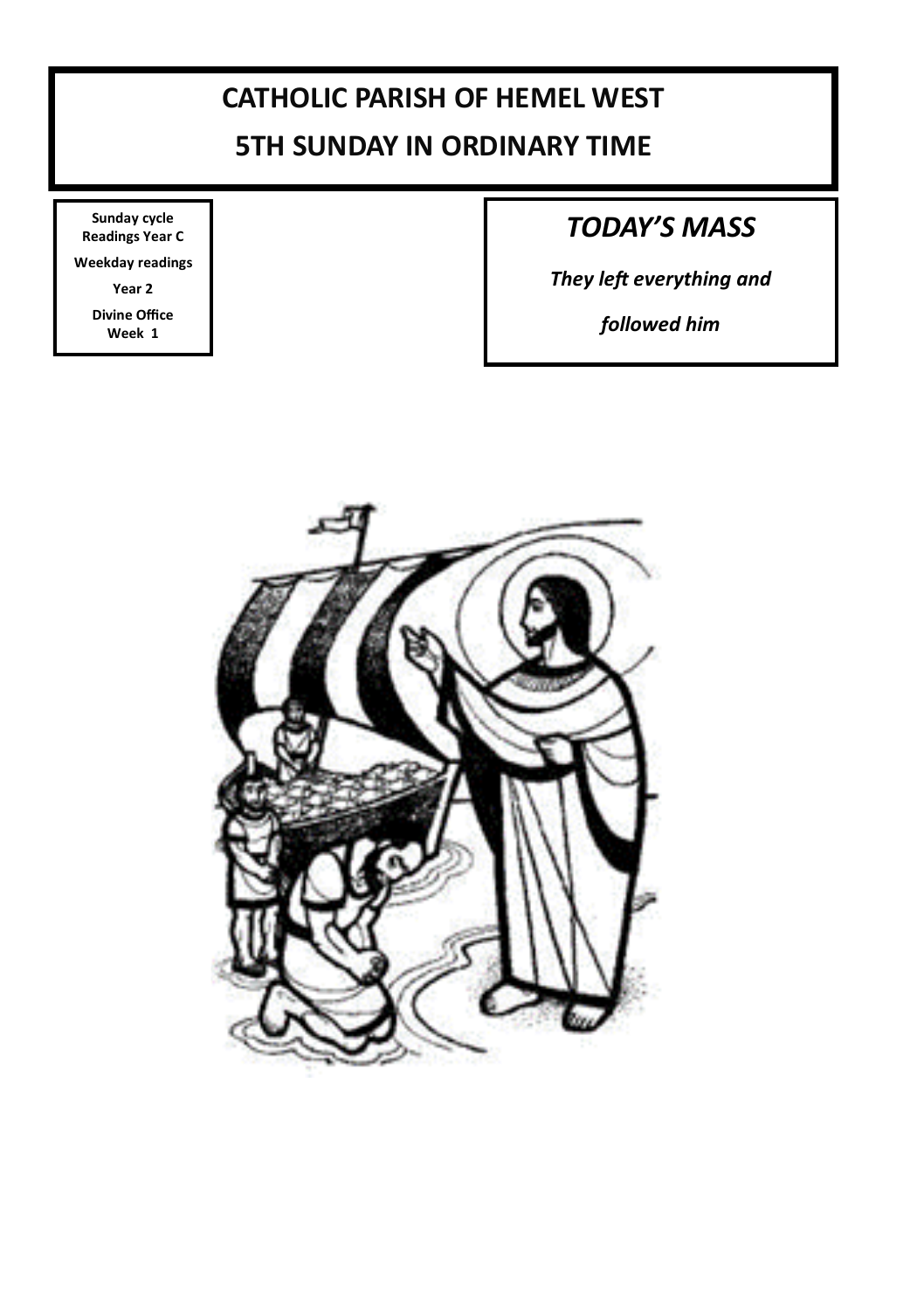# CATHOLIC PARISH OF HEMEL WEST

## 5TH SUNDAY IN ORDINARY TIME

**Sunday cycle Readings Year C**

**Weekday readings**

**Year 2**

**Divine Office Week 1**

## *TODAY'S MASS*

***They left everything and***

***followed him***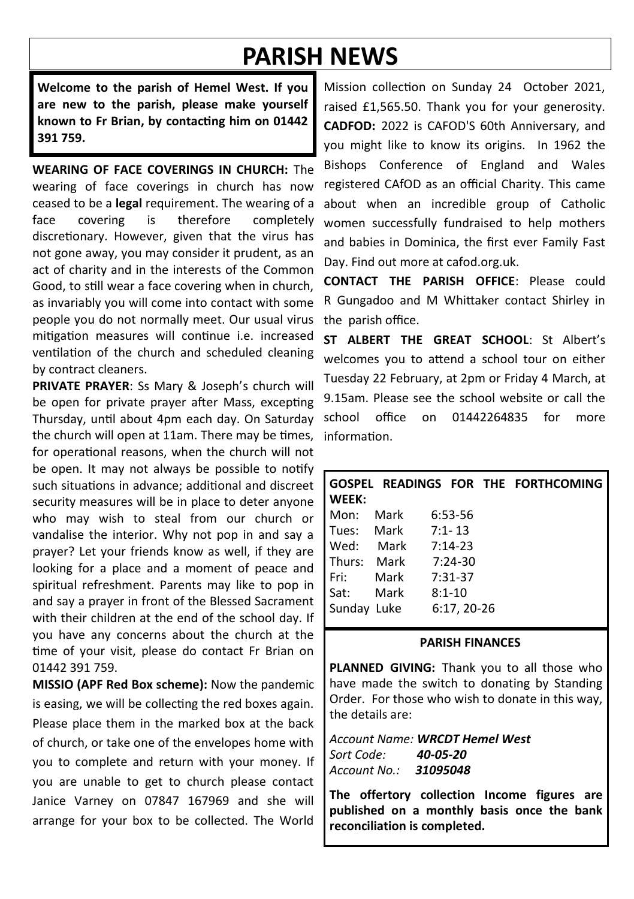# PARISH NEWS

**Welcome to the parish of Hemel West. If you are new to the parish, please make yourself known to Fr Brian, by contacting him on 01442 391 759.**

**WEARING OF FACE COVERINGS IN CHURCH:** The wearing of face coverings in church has now ceased to be a **legal** requirement. The wearing of a face covering is therefore completely discretionary. However, given that the virus has not gone away, you may consider it prudent, as an act of charity and in the interests of the Common Good, to still wear a face covering when in church, as invariably you will come into contact with some people you do not normally meet. Our usual virus mitigation measures will continue i.e. increased ventilation of the church and scheduled cleaning by contract cleaners.

**PRIVATE PRAYER**: Ss Mary & Joseph's church will be open for private prayer after Mass, excepting Thursday, until about 4pm each day. On Saturday the church will open at 11am. There may be times, for operational reasons, when the church will not be open. It may not always be possible to notify such situations in advance; additional and discreet security measures will be in place to deter anyone who may wish to steal from our church or vandalise the interior. Why not pop in and say a prayer? Let your friends know as well, if they are looking for a place and a moment of peace and spiritual refreshment. Parents may like to pop in and say a prayer in front of the Blessed Sacrament with their children at the end of the school day. If you have any concerns about the church at the time of your visit, please do contact Fr Brian on 01442 391 759.

**MISSIO (APF Red Box scheme):** Now the pandemic is easing, we will be collecting the red boxes again. Please place them in the marked box at the back of church, or take one of the envelopes home with you to complete and return with your money. If you are unable to get to church please contact Janice Varney on 07847 167969 and she will arrange for your box to be collected. The World Mission collection on Sunday 24 October 2021, raised £1,565.50. Thank you for your generosity.

**CADFOD:** 2022 is CAFOD'S 60th Anniversary, and you might like to know its origins. In 1962 the Bishops Conference of England and Wales registered CAfOD as an official Charity. This came about when an incredible group of Catholic women successfully fundraised to help mothers and babies in Dominica, the first ever Family Fast Day. Find out more at cafod.org.uk.

**CONTACT THE PARISH OFFICE**: Please could R Gungadoo and M Whittaker contact Shirley in the parish office.

**ST ALBERT THE GREAT SCHOOL**: St Albert's welcomes you to attend a school tour on either Tuesday 22 February, at 2pm or Friday 4 March, at 9.15am. Please see the school website or call the school office on 01442264835 for more information.

**GOSPEL READINGS FOR THE FORTHCOMING WEEK:**

| | | |
|---|---|---|
| Mon: | Mark | 6:53-56 |
| Tues: | Mark | 7:1- 13 |
| Wed: | Mark | 7:14-23 |
| Thurs: | Mark | 7:24-30 |
| Fri: | Mark | 7:31-37 |
| Sat: | Mark | 8:1-10 |
| Sunday | Luke | 6:17, 20-26 |

## PARISH FINANCES

**PLANNED GIVING:** Thank you to all those who have made the switch to donating by Standing Order. For those who wish to donate in this way, the details are:

*Account Name:* ***WRCDT Hemel West***
*Sort Code:* ***40-05-20***
*Account No.:* ***31095048***

**The offertory collection Income figures are published on a monthly basis once the bank reconciliation is completed.**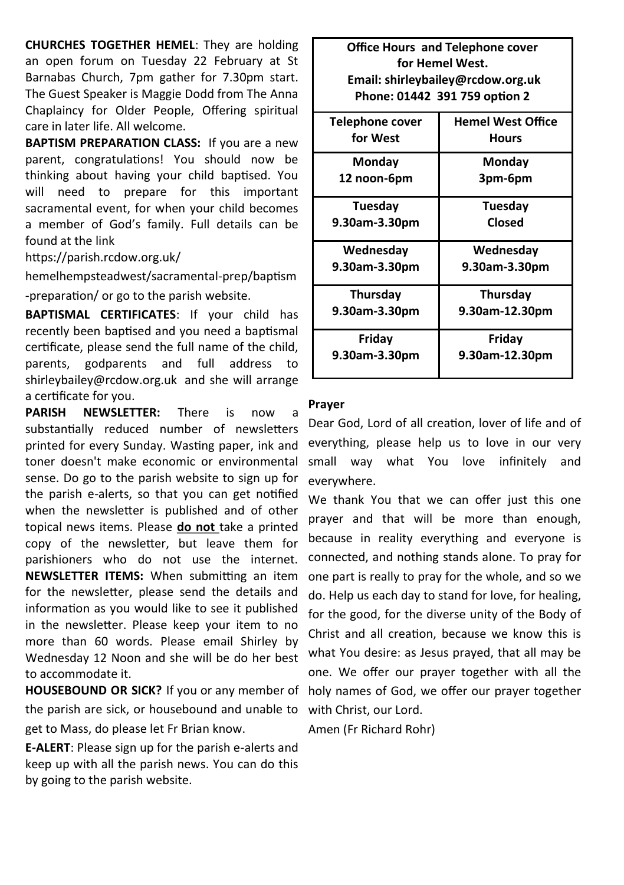**CHURCHES TOGETHER HEMEL**: They are holding an open forum on Tuesday 22 February at St Barnabas Church, 7pm gather for 7.30pm start. The Guest Speaker is Maggie Dodd from The Anna Chaplaincy for Older People, Offering spiritual care in later life. All welcome.

**BAPTISM PREPARATION CLASS:** If you are a new parent, congratulations! You should now be thinking about having your child baptised. You will need to prepare for this important sacramental event, for when your child becomes a member of God's family. Full details can be found at the link https://parish.rcdow.org.uk/hemelhempsteadwest/sacramental-prep/baptism-preparation/ or go to the parish website.

**BAPTISMAL CERTIFICATES**: If your child has recently been baptised and you need a baptismal certificate, please send the full name of the child, parents, godparents and full address to shirleybailey@rcdow.org.uk and she will arrange a certificate for you.

**PARISH NEWSLETTER:** There is now a substantially reduced number of newsletters printed for every Sunday. Wasting paper, ink and toner doesn't make economic or environmental sense. Do go to the parish website to sign up for the parish e-alerts, so that you can get notified when the newsletter is published and of other topical news items. Please **do not** take a printed copy of the newsletter, but leave them for parishioners who do not use the internet. **NEWSLETTER ITEMS:** When submitting an item for the newsletter, please send the details and information as you would like to see it published in the newsletter. Please keep your item to no more than 60 words. Please email Shirley by Wednesday 12 Noon and she will be do her best to accommodate it.

**HOUSEBOUND OR SICK?** If you or any member of the parish are sick, or housebound and unable to get to Mass, do please let Fr Brian know.

**E-ALERT**: Please sign up for the parish e-alerts and keep up with all the parish news. You can do this by going to the parish website.

**Office Hours and Telephone cover for Hemel West.**
**Email: shirleybailey@rcdow.org.uk**
**Phone: 01442 391 759 option 2**

| Telephone cover for West | Hemel West Office Hours |
|---|---|
| **Monday** 12 noon-6pm | **Monday** 3pm-6pm |
| **Tuesday** 9.30am-3.30pm | **Tuesday** Closed |
| **Wednesday** 9.30am-3.30pm | **Wednesday** 9.30am-3.30pm |
| **Thursday** 9.30am-3.30pm | **Thursday** 9.30am-12.30pm |
| **Friday** 9.30am-3.30pm | **Friday** 9.30am-12.30pm |

**Prayer**

Dear God, Lord of all creation, lover of life and of everything, please help us to love in our very small way what You love infinitely and everywhere.

We thank You that we can offer just this one prayer and that will be more than enough, because in reality everything and everyone is connected, and nothing stands alone. To pray for one part is really to pray for the whole, and so we do. Help us each day to stand for love, for healing, for the good, for the diverse unity of the Body of Christ and all creation, because we know this is what You desire: as Jesus prayed, that all may be one. We offer our prayer together with all the holy names of God, we offer our prayer together with Christ, our Lord.

Amen (Fr Richard Rohr)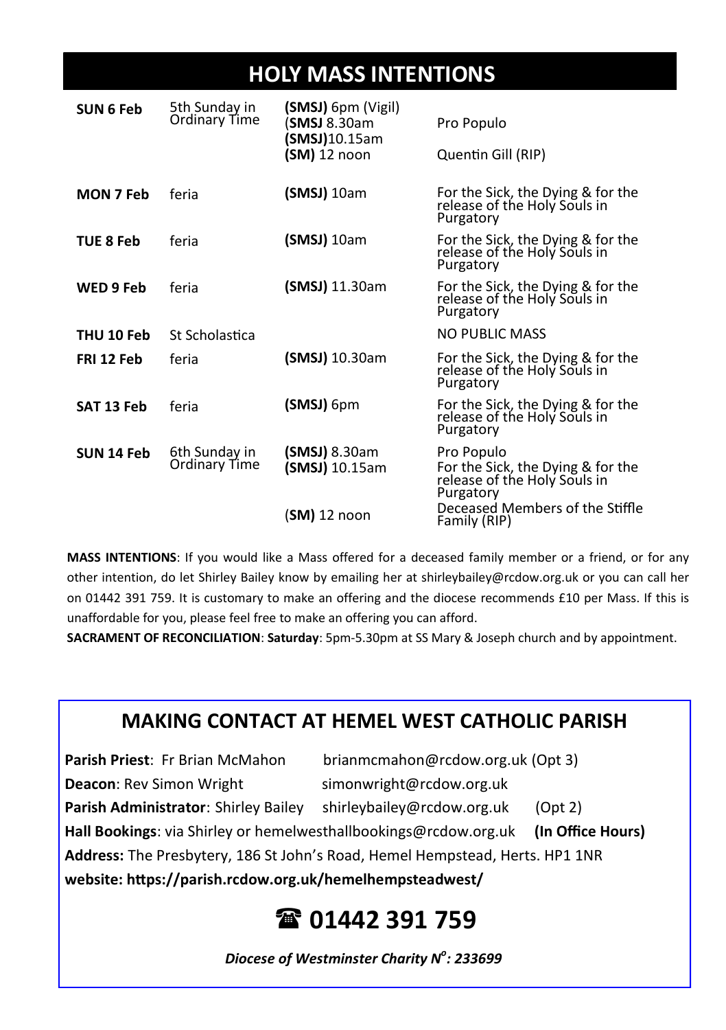## HOLY MASS INTENTIONS

| | | | |
|---|---|---|---|
| **SUN 6 Feb** | 5th Sunday in Ordinary Time | **(SMSJ)** 6pm (Vigil)<br>(**SMSJ** 8.30am<br>**(SMSJ)**10.15am<br>**(SM)** 12 noon | Pro Populo<br><br>Quentin Gill (RIP) |
| **MON 7 Feb** | feria | **(SMSJ)** 10am | For the Sick, the Dying & for the release of the Holy Souls in Purgatory |
| **TUE 8 Feb** | feria | **(SMSJ)** 10am | For the Sick, the Dying & for the release of the Holy Souls in Purgatory |
| **WED 9 Feb** | feria | **(SMSJ)** 11.30am | For the Sick, the Dying & for the release of the Holy Souls in Purgatory |
| **THU 10 Feb** | St Scholastica | | NO PUBLIC MASS |
| **FRI 12 Feb** | feria | **(SMSJ)** 10.30am | For the Sick, the Dying & for the release of the Holy Souls in Purgatory |
| **SAT 13 Feb** | feria | **(SMSJ)** 6pm | For the Sick, the Dying & for the release of the Holy Souls in Purgatory |
| **SUN 14 Feb** | 6th Sunday in Ordinary Time | **(SMSJ)** 8.30am<br>**(SMSJ)** 10.15am<br><br>(**SM)** 12 noon | Pro Populo<br>For the Sick, the Dying & for the release of the Holy Souls in Purgatory<br>Deceased Members of the Stiffle Family (RIP) |

**MASS INTENTIONS**: If you would like a Mass offered for a deceased family member or a friend, or for any other intention, do let Shirley Bailey know by emailing her at shirleybailey@rcdow.org.uk or you can call her on 01442 391 759. It is customary to make an offering and the diocese recommends £10 per Mass. If this is unaffordable for you, please feel free to make an offering you can afford.

**SACRAMENT OF RECONCILIATION**: **Saturday**: 5pm-5.30pm at SS Mary & Joseph church and by appointment.

## MAKING CONTACT AT HEMEL WEST CATHOLIC PARISH

**Parish Priest**: Fr Brian McMahon — brianmcmahon@rcdow.org.uk (Opt 3)

**Deacon**: Rev Simon Wright — simonwright@rcdow.org.uk

**Parish Administrator**: Shirley Bailey — shirleybailey@rcdow.org.uk (Opt 2)

**Hall Bookings**: via Shirley or hemelwesthallbookings@rcdow.org.uk **(In Office Hours)**

**Address:** The Presbytery, 186 St John's Road, Hemel Hempstead, Herts. HP1 1NR

**website: https://parish.rcdow.org.uk/hemelhempsteadwest/**

# ☎ 01442 391 759

***Diocese of Westminster Charity N°: 233699***